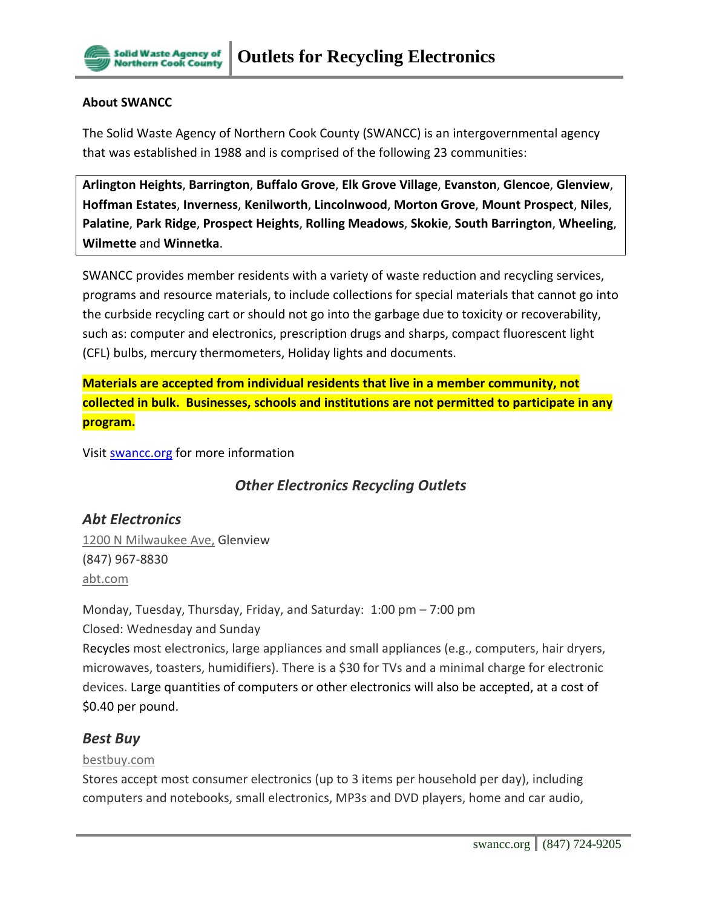# Outlets for Recycling Electronics

**About SWANCC**

The Solid Waste Agency of Northern Cook County (SWANCC) is an intergovernmental agency that was established in 1988 and is comprised of the following 23 communities:

**Arlington Heights**, **Barrington**, **Buffalo Grove**, **Elk Grove Village**, **Evanston**, **Glencoe**, **Glenview**, **Hoffman Estates**, **Inverness**, **Kenilworth**, **Lincolnwood**, **Morton Grove**, **Mount Prospect**, **Niles**, **Palatine**, **Park Ridge**, **Prospect Heights**, **Rolling Meadows**, **Skokie**, **South Barrington**, **Wheeling**, **Wilmette** and **Winnetka**.

SWANCC provides member residents with a variety of waste reduction and recycling services, programs and resource materials, to include collections for special materials that cannot go into the curbside recycling cart or should not go into the garbage due to toxicity or recoverability, such as: computer and electronics, prescription drugs and sharps, compact fluorescent light (CFL) bulbs, mercury thermometers, Holiday lights and documents.

**Materials are accepted from individual residents that live in a member community, not collected in bulk. Businesses, schools and institutions are not permitted to participate in any program.**

Visit [swancc.org](swancc.org) for more information

## *Other Electronics Recycling Outlets*

### *Abt Electronics*

1200 N Milwaukee Ave, Glenview
(847) 967-8830
abt.com

Monday, Tuesday, Thursday, Friday, and Saturday: 1:00 pm – 7:00 pm
Closed: Wednesday and Sunday
Recycles most electronics, large appliances and small appliances (e.g., computers, hair dryers, microwaves, toasters, humidifiers). There is a $30 for TVs and a minimal charge for electronic devices. Large quantities of computers or other electronics will also be accepted, at a cost of $0.40 per pound.

### *Best Buy*

bestbuy.com
Stores accept most consumer electronics (up to 3 items per household per day), including computers and notebooks, small electronics, MP3s and DVD players, home and car audio,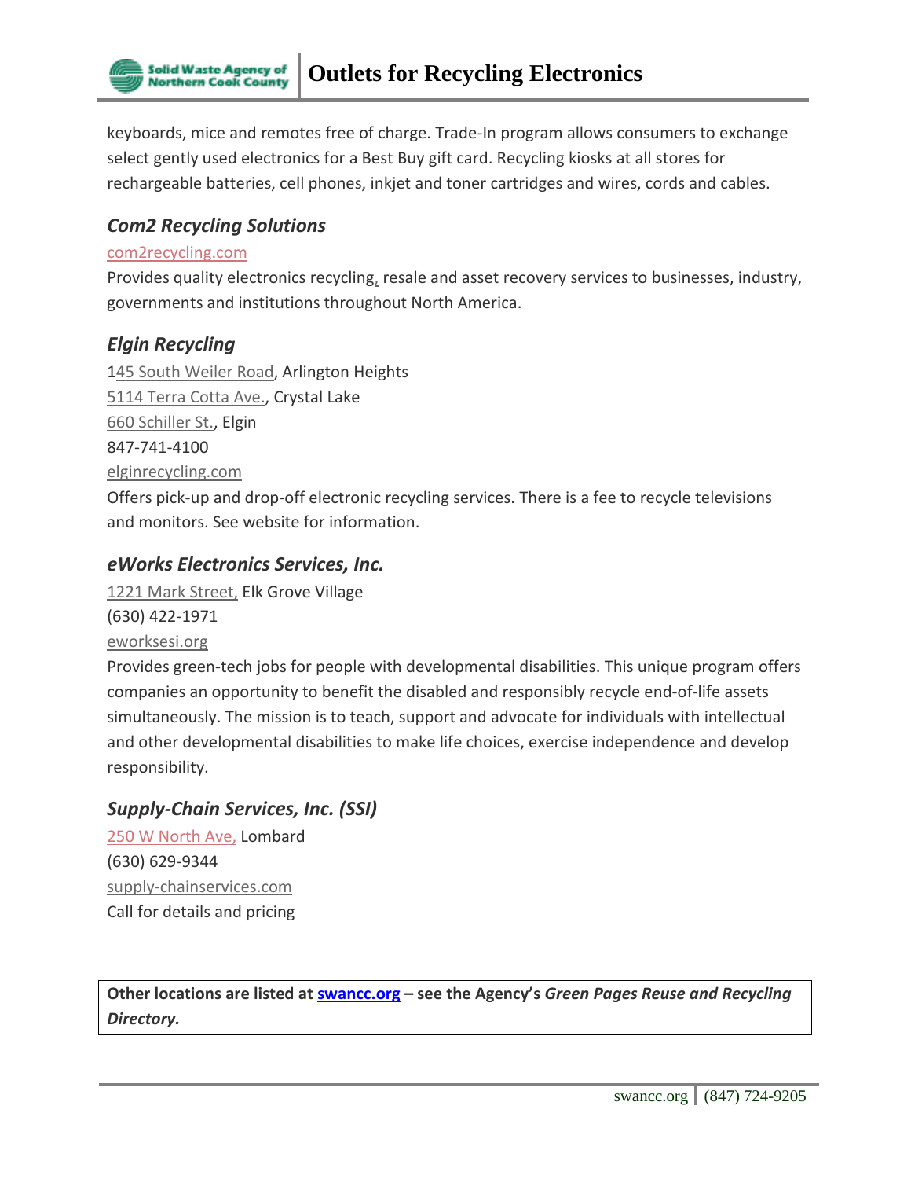keyboards, mice and remotes free of charge. Trade-In program allows consumers to exchange select gently used electronics for a Best Buy gift card. Recycling kiosks at all stores for rechargeable batteries, cell phones, inkjet and toner cartridges and wires, cords and cables.

### *Com2 Recycling Solutions*

com2recycling.com

Provides quality electronics recycling, resale and asset recovery services to businesses, industry, governments and institutions throughout North America.

### *Elgin Recycling*

145 South Weiler Road, Arlington Heights
5114 Terra Cotta Ave., Crystal Lake
660 Schiller St., Elgin
847-741-4100
elginrecycling.com

Offers pick-up and drop-off electronic recycling services. There is a fee to recycle televisions and monitors. See website for information.

### *eWorks Electronics Services, Inc.*

1221 Mark Street, Elk Grove Village
(630) 422-1971
eworksesi.org

Provides green-tech jobs for people with developmental disabilities. This unique program offers companies an opportunity to benefit the disabled and responsibly recycle end-of-life assets simultaneously. The mission is to teach, support and advocate for individuals with intellectual and other developmental disabilities to make life choices, exercise independence and develop responsibility.

### *Supply-Chain Services, Inc. (SSI)*

250 W North Ave, Lombard
(630) 629-9344
supply-chainservices.com

Call for details and pricing

**Other locations are listed at swancc.org – see the Agency's *Green Pages Reuse and Recycling Directory.***